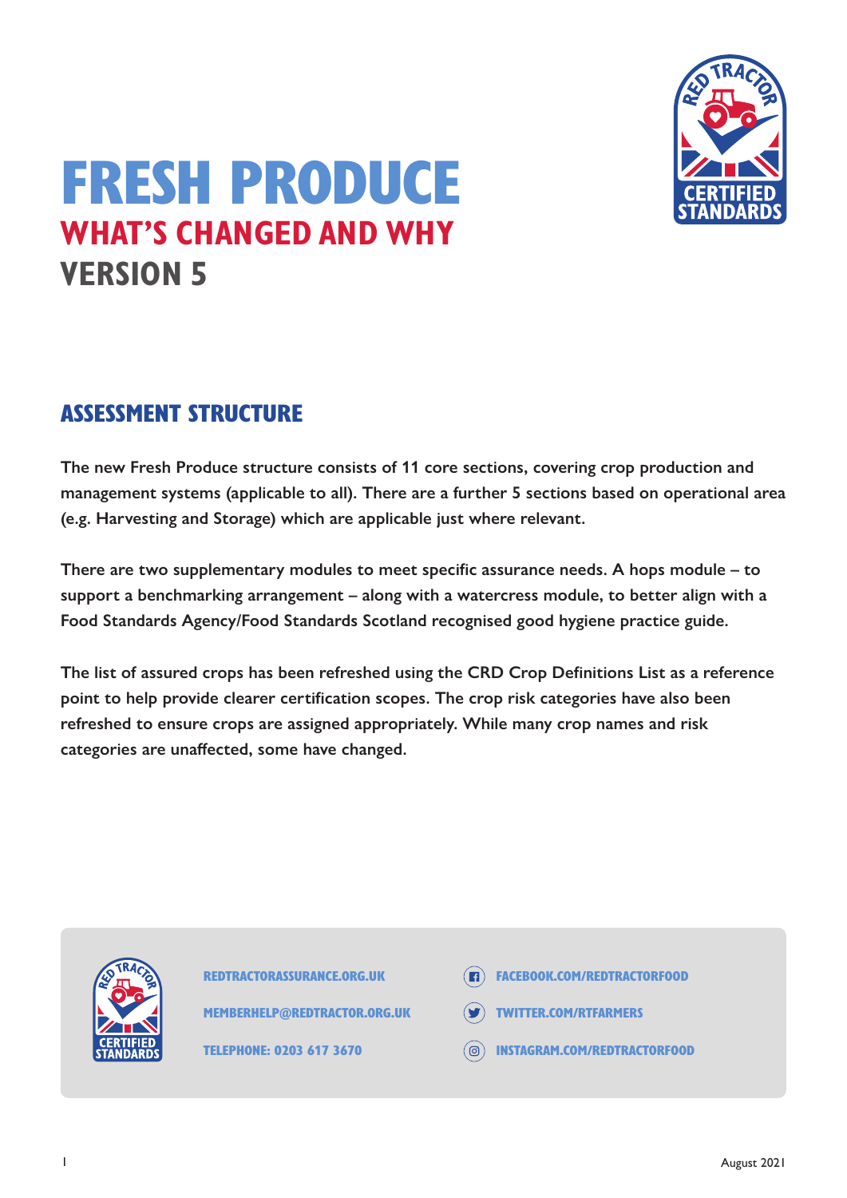# FRESH PRODUCE

## WHAT'S CHANGED AND WHY

## VERSION 5

## ASSESSMENT STRUCTURE

**The new Fresh Produce structure consists of 11 core sections, covering crop production and management systems (applicable to all). There are a further 5 sections based on operational area (e.g. Harvesting and Storage) which are applicable just where relevant.**

**There are two supplementary modules to meet specific assurance needs. A hops module – to support a benchmarking arrangement – along with a watercress module, to better align with a Food Standards Agency/Food Standards Scotland recognised good hygiene practice guide.**

**The list of assured crops has been refreshed using the CRD Crop Definitions List as a reference point to help provide clearer certification scopes. The crop risk categories have also been refreshed to ensure crops are assigned appropriately. While many crop names and risk categories are unaffected, some have changed.**

REDTRACTORASSURANCE.ORG.UK

MEMBERHELP@REDTRACTOR.ORG.UK

TELEPHONE: 0203 617 3670

FACEBOOK.COM/REDTRACTORFOOD

TWITTER.COM/RTFARMERS

INSTAGRAM.COM/REDTRACTORFOOD

August 2021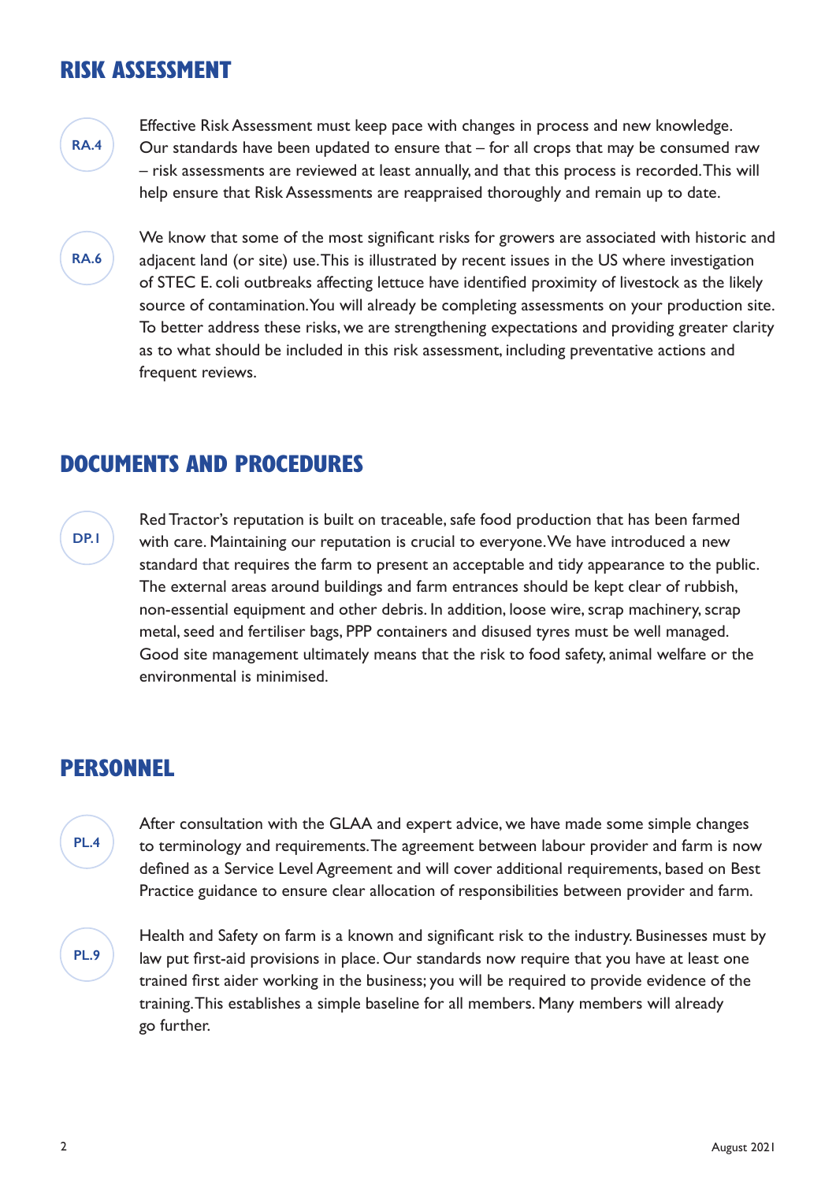## RISK ASSESSMENT

**RA.4**

Effective Risk Assessment must keep pace with changes in process and new knowledge. Our standards have been updated to ensure that – for all crops that may be consumed raw – risk assessments are reviewed at least annually, and that this process is recorded. This will help ensure that Risk Assessments are reappraised thoroughly and remain up to date.

**RA.6**

We know that some of the most significant risks for growers are associated with historic and adjacent land (or site) use. This is illustrated by recent issues in the US where investigation of STEC E. coli outbreaks affecting lettuce have identified proximity of livestock as the likely source of contamination. You will already be completing assessments on your production site. To better address these risks, we are strengthening expectations and providing greater clarity as to what should be included in this risk assessment, including preventative actions and frequent reviews.

## DOCUMENTS AND PROCEDURES

**DP.1**

Red Tractor's reputation is built on traceable, safe food production that has been farmed with care. Maintaining our reputation is crucial to everyone. We have introduced a new standard that requires the farm to present an acceptable and tidy appearance to the public. The external areas around buildings and farm entrances should be kept clear of rubbish, non-essential equipment and other debris. In addition, loose wire, scrap machinery, scrap metal, seed and fertiliser bags, PPP containers and disused tyres must be well managed. Good site management ultimately means that the risk to food safety, animal welfare or the environmental is minimised.

## PERSONNEL

**PL.4**

After consultation with the GLAA and expert advice, we have made some simple changes to terminology and requirements. The agreement between labour provider and farm is now defined as a Service Level Agreement and will cover additional requirements, based on Best Practice guidance to ensure clear allocation of responsibilities between provider and farm.

**PL.9**

Health and Safety on farm is a known and significant risk to the industry. Businesses must by law put first-aid provisions in place. Our standards now require that you have at least one trained first aider working in the business; you will be required to provide evidence of the training. This establishes a simple baseline for all members. Many members will already go further.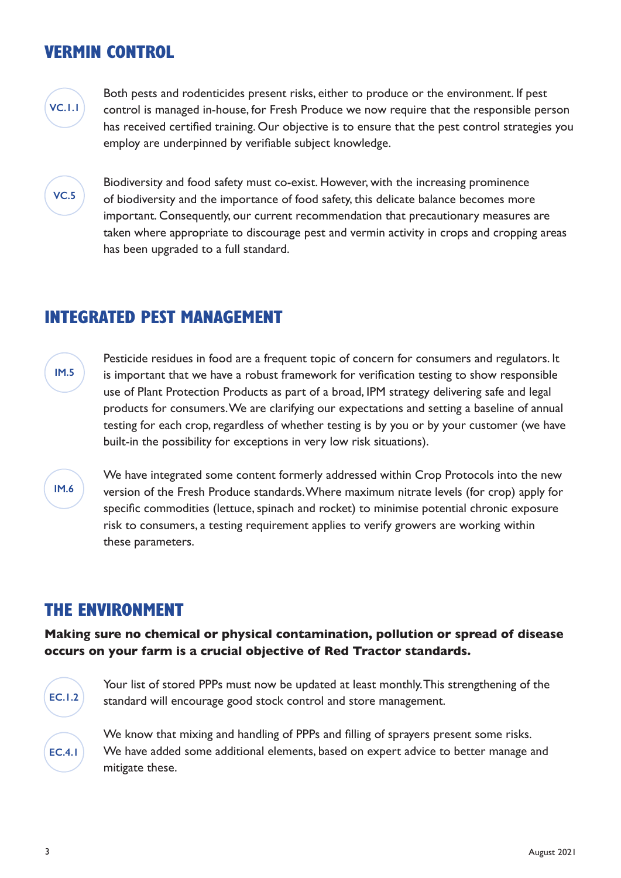## VERMIN CONTROL

**VC.1.1** Both pests and rodenticides present risks, either to produce or the environment. If pest control is managed in-house, for Fresh Produce we now require that the responsible person has received certified training. Our objective is to ensure that the pest control strategies you employ are underpinned by verifiable subject knowledge.

**VC.5** Biodiversity and food safety must co-exist. However, with the increasing prominence of biodiversity and the importance of food safety, this delicate balance becomes more important. Consequently, our current recommendation that precautionary measures are taken where appropriate to discourage pest and vermin activity in crops and cropping areas has been upgraded to a full standard.

## INTEGRATED PEST MANAGEMENT

**IM.5** Pesticide residues in food are a frequent topic of concern for consumers and regulators. It is important that we have a robust framework for verification testing to show responsible use of Plant Protection Products as part of a broad, IPM strategy delivering safe and legal products for consumers. We are clarifying our expectations and setting a baseline of annual testing for each crop, regardless of whether testing is by you or by your customer (we have built-in the possibility for exceptions in very low risk situations).

**IM.6** We have integrated some content formerly addressed within Crop Protocols into the new version of the Fresh Produce standards. Where maximum nitrate levels (for crop) apply for specific commodities (lettuce, spinach and rocket) to minimise potential chronic exposure risk to consumers, a testing requirement applies to verify growers are working within these parameters.

## THE ENVIRONMENT

**Making sure no chemical or physical contamination, pollution or spread of disease occurs on your farm is a crucial objective of Red Tractor standards.**

**EC.1.2** Your list of stored PPPs must now be updated at least monthly. This strengthening of the standard will encourage good stock control and store management.

**EC.4.1** We know that mixing and handling of PPPs and filling of sprayers present some risks. We have added some additional elements, based on expert advice to better manage and mitigate these.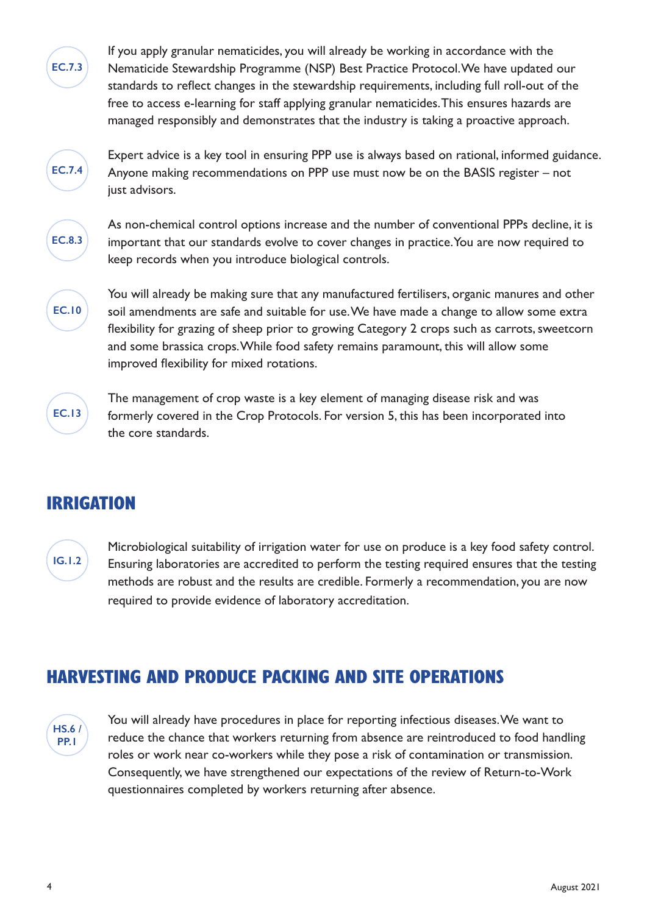**EC.7.3**

If you apply granular nematicides, you will already be working in accordance with the Nematicide Stewardship Programme (NSP) Best Practice Protocol. We have updated our standards to reflect changes in the stewardship requirements, including full roll-out of the free to access e-learning for staff applying granular nematicides. This ensures hazards are managed responsibly and demonstrates that the industry is taking a proactive approach.

**EC.7.4**

Expert advice is a key tool in ensuring PPP use is always based on rational, informed guidance. Anyone making recommendations on PPP use must now be on the BASIS register – not just advisors.

**EC.8.3**

As non-chemical control options increase and the number of conventional PPPs decline, it is important that our standards evolve to cover changes in practice. You are now required to keep records when you introduce biological controls.

**EC.10**

You will already be making sure that any manufactured fertilisers, organic manures and other soil amendments are safe and suitable for use. We have made a change to allow some extra flexibility for grazing of sheep prior to growing Category 2 crops such as carrots, sweetcorn and some brassica crops. While food safety remains paramount, this will allow some improved flexibility for mixed rotations.

**EC.13**

The management of crop waste is a key element of managing disease risk and was formerly covered in the Crop Protocols. For version 5, this has been incorporated into the core standards.

## IRRIGATION

**IG.1.2**

Microbiological suitability of irrigation water for use on produce is a key food safety control. Ensuring laboratories are accredited to perform the testing required ensures that the testing methods are robust and the results are credible. Formerly a recommendation, you are now required to provide evidence of laboratory accreditation.

## HARVESTING AND PRODUCE PACKING AND SITE OPERATIONS

**HS.6 / PP.1**

You will already have procedures in place for reporting infectious diseases. We want to reduce the chance that workers returning from absence are reintroduced to food handling roles or work near co-workers while they pose a risk of contamination or transmission. Consequently, we have strengthened our expectations of the review of Return-to-Work questionnaires completed by workers returning after absence.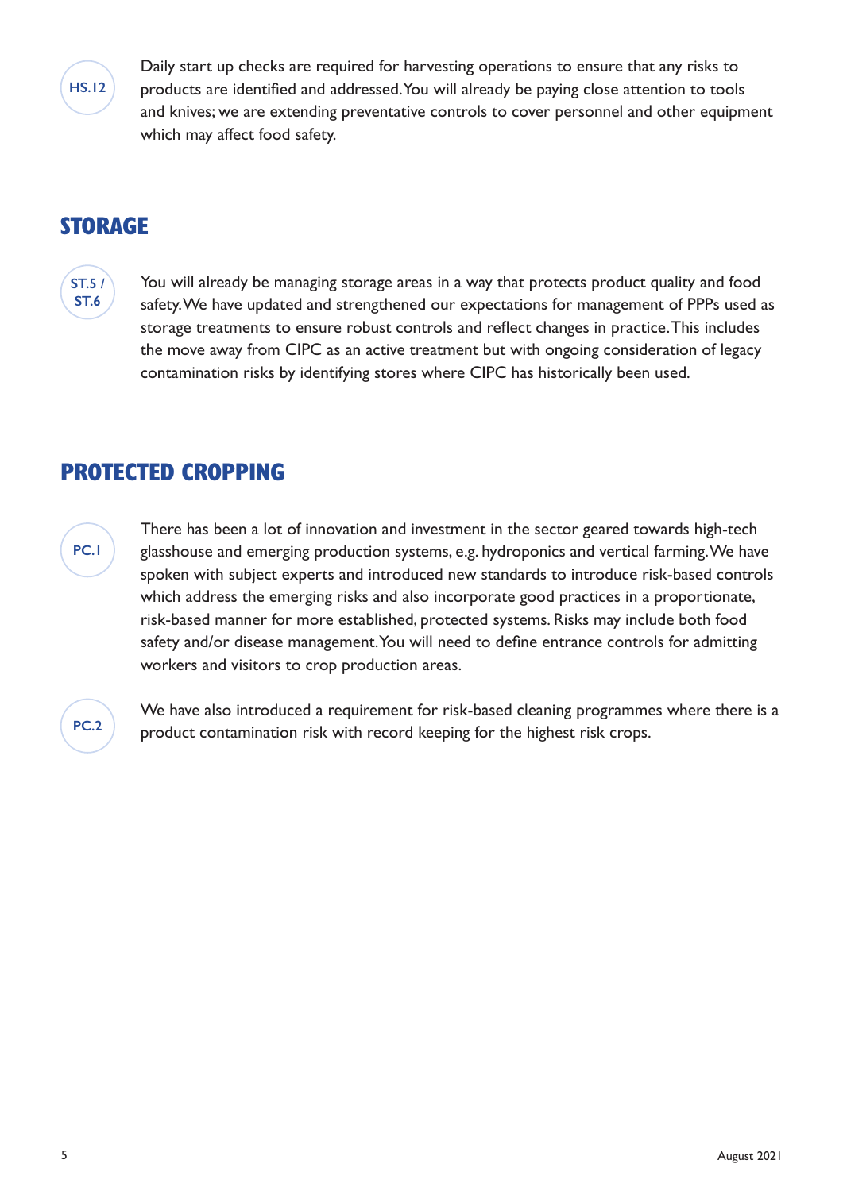**HS.12**

Daily start up checks are required for harvesting operations to ensure that any risks to products are identified and addressed. You will already be paying close attention to tools and knives; we are extending preventative controls to cover personnel and other equipment which may affect food safety.

## STORAGE

**ST.5 / ST.6**

You will already be managing storage areas in a way that protects product quality and food safety. We have updated and strengthened our expectations for management of PPPs used as storage treatments to ensure robust controls and reflect changes in practice. This includes the move away from CIPC as an active treatment but with ongoing consideration of legacy contamination risks by identifying stores where CIPC has historically been used.

## PROTECTED CROPPING

**PC.1**

There has been a lot of innovation and investment in the sector geared towards high-tech glasshouse and emerging production systems, e.g. hydroponics and vertical farming. We have spoken with subject experts and introduced new standards to introduce risk-based controls which address the emerging risks and also incorporate good practices in a proportionate, risk-based manner for more established, protected systems. Risks may include both food safety and/or disease management. You will need to define entrance controls for admitting workers and visitors to crop production areas.

**PC.2**

We have also introduced a requirement for risk-based cleaning programmes where there is a product contamination risk with record keeping for the highest risk crops.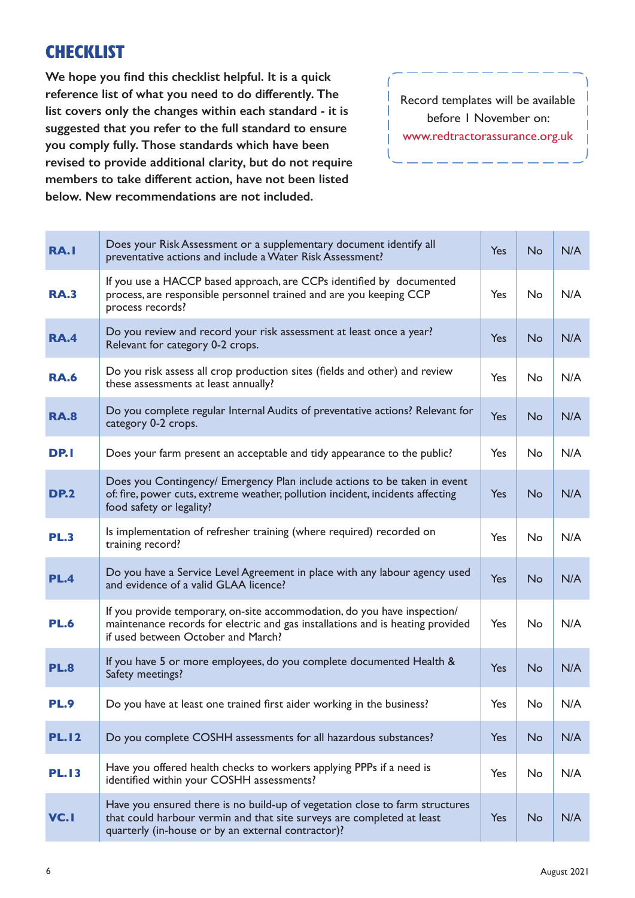## CHECKLIST

**We hope you find this checklist helpful. It is a quick reference list of what you need to do differently. The list covers only the changes within each standard - it is suggested that you refer to the full standard to ensure you comply fully. Those standards which have been revised to provide additional clarity, but do not require members to take different action, have not been listed below. New recommendations are not included.**

Record templates will be available before 1 November on: www.redtractorassurance.org.uk

| | | | | |
|---|---|---|---|---|
| **RA.1** | Does your Risk Assessment or a supplementary document identify all preventative actions and include a Water Risk Assessment? | Yes | No | N/A |
| **RA.3** | If you use a HACCP based approach, are CCPs identified by documented process, are responsible personnel trained and are you keeping CCP process records? | Yes | No | N/A |
| **RA.4** | Do you review and record your risk assessment at least once a year? Relevant for category 0-2 crops. | Yes | No | N/A |
| **RA.6** | Do you risk assess all crop production sites (fields and other) and review these assessments at least annually? | Yes | No | N/A |
| **RA.8** | Do you complete regular Internal Audits of preventative actions? Relevant for category 0-2 crops. | Yes | No | N/A |
| **DP.1** | Does your farm present an acceptable and tidy appearance to the public? | Yes | No | N/A |
| **DP.2** | Does you Contingency/ Emergency Plan include actions to be taken in event of: fire, power cuts, extreme weather, pollution incident, incidents affecting food safety or legality? | Yes | No | N/A |
| **PL.3** | Is implementation of refresher training (where required) recorded on training record? | Yes | No | N/A |
| **PL.4** | Do you have a Service Level Agreement in place with any labour agency used and evidence of a valid GLAA licence? | Yes | No | N/A |
| **PL.6** | If you provide temporary, on-site accommodation, do you have inspection/ maintenance records for electric and gas installations and is heating provided if used between October and March? | Yes | No | N/A |
| **PL.8** | If you have 5 or more employees, do you complete documented Health & Safety meetings? | Yes | No | N/A |
| **PL.9** | Do you have at least one trained first aider working in the business? | Yes | No | N/A |
| **PL.12** | Do you complete COSHH assessments for all hazardous substances? | Yes | No | N/A |
| **PL.13** | Have you offered health checks to workers applying PPPs if a need is identified within your COSHH assessments? | Yes | No | N/A |
| **VC.1** | Have you ensured there is no build-up of vegetation close to farm structures that could harbour vermin and that site surveys are completed at least quarterly (in-house or by an external contractor)? | Yes | No | N/A |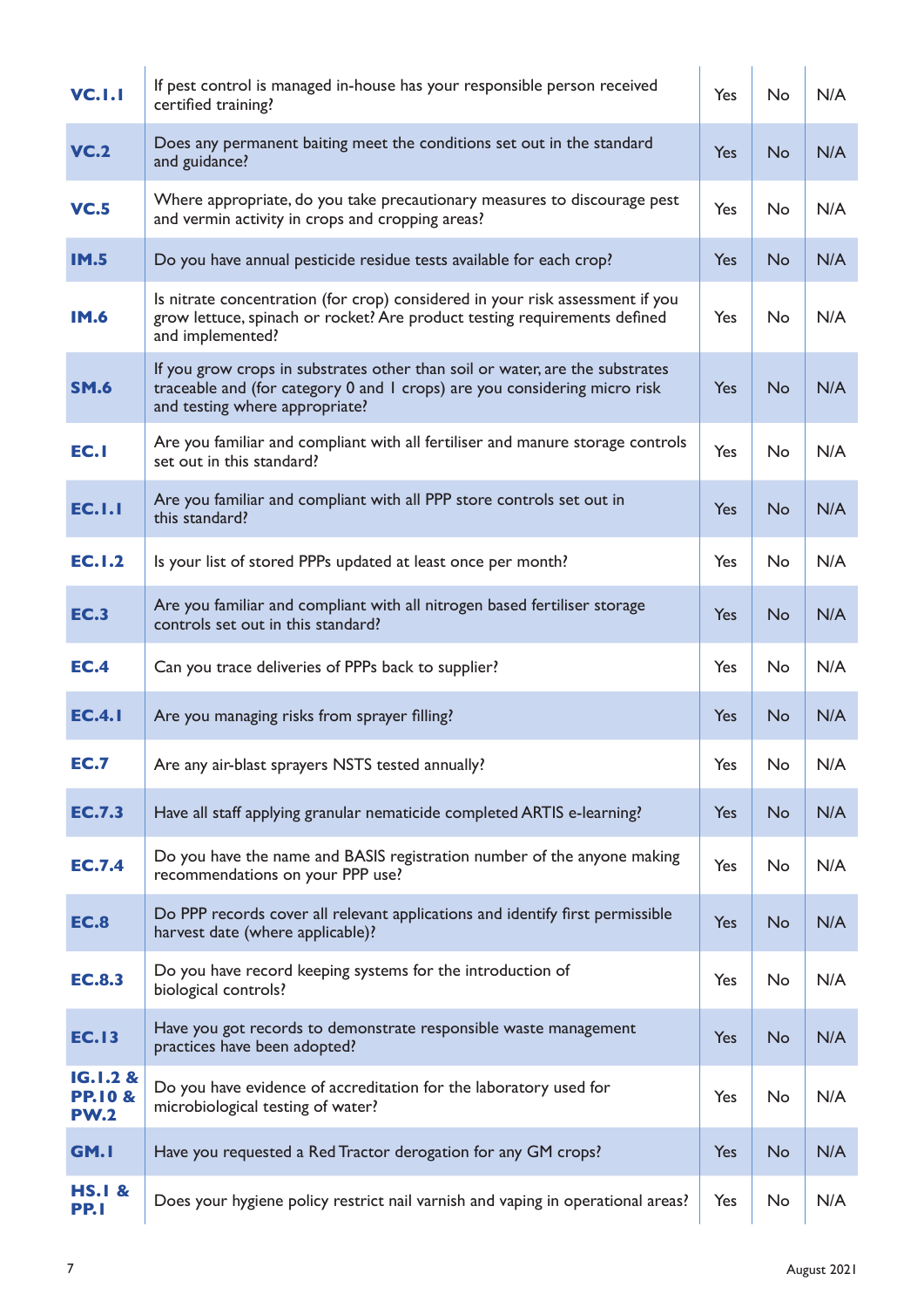| | | | | |
|---|---|---|---|---|
| **VC.1.1** | If pest control is managed in-house has your responsible person received certified training? | Yes | No | N/A |
| **VC.2** | Does any permanent baiting meet the conditions set out in the standard and guidance? | Yes | No | N/A |
| **VC.5** | Where appropriate, do you take precautionary measures to discourage pest and vermin activity in crops and cropping areas? | Yes | No | N/A |
| **IM.5** | Do you have annual pesticide residue tests available for each crop? | Yes | No | N/A |
| **IM.6** | Is nitrate concentration (for crop) considered in your risk assessment if you grow lettuce, spinach or rocket? Are product testing requirements defined and implemented? | Yes | No | N/A |
| **SM.6** | If you grow crops in substrates other than soil or water, are the substrates traceable and (for category 0 and 1 crops) are you considering micro risk and testing where appropriate? | Yes | No | N/A |
| **EC.1** | Are you familiar and compliant with all fertiliser and manure storage controls set out in this standard? | Yes | No | N/A |
| **EC.1.1** | Are you familiar and compliant with all PPP store controls set out in this standard? | Yes | No | N/A |
| **EC.1.2** | Is your list of stored PPPs updated at least once per month? | Yes | No | N/A |
| **EC.3** | Are you familiar and compliant with all nitrogen based fertiliser storage controls set out in this standard? | Yes | No | N/A |
| **EC.4** | Can you trace deliveries of PPPs back to supplier? | Yes | No | N/A |
| **EC.4.1** | Are you managing risks from sprayer filling? | Yes | No | N/A |
| **EC.7** | Are any air-blast sprayers NSTS tested annually? | Yes | No | N/A |
| **EC.7.3** | Have all staff applying granular nematicide completed ARTIS e-learning? | Yes | No | N/A |
| **EC.7.4** | Do you have the name and BASIS registration number of the anyone making recommendations on your PPP use? | Yes | No | N/A |
| **EC.8** | Do PPP records cover all relevant applications and identify first permissible harvest date (where applicable)? | Yes | No | N/A |
| **EC.8.3** | Do you have record keeping systems for the introduction of biological controls? | Yes | No | N/A |
| **EC.13** | Have you got records to demonstrate responsible waste management practices have been adopted? | Yes | No | N/A |
| **IG.1.2 & PP.10 & PW.2** | Do you have evidence of accreditation for the laboratory used for microbiological testing of water? | Yes | No | N/A |
| **GM.1** | Have you requested a Red Tractor derogation for any GM crops? | Yes | No | N/A |
| **HS.1 & PP.1** | Does your hygiene policy restrict nail varnish and vaping in operational areas? | Yes | No | N/A |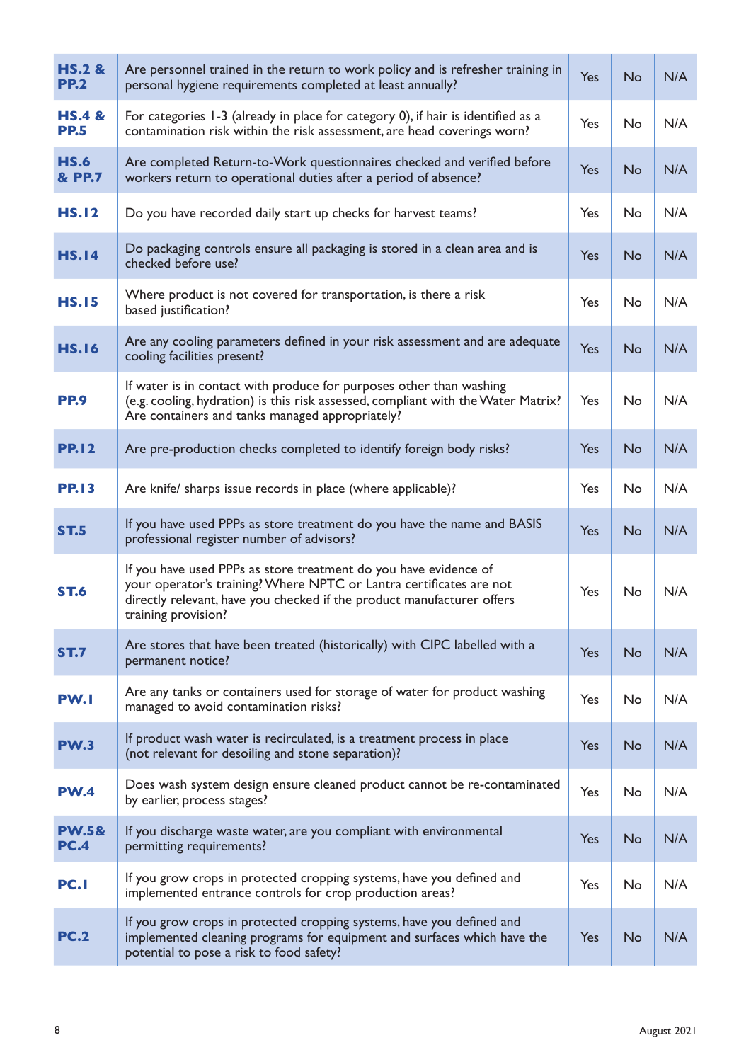| | | | | |
|---|---|---|---|---|
| **HS.2 & PP.2** | Are personnel trained in the return to work policy and is refresher training in personal hygiene requirements completed at least annually? | Yes | No | N/A |
| **HS.4 & PP.5** | For categories 1-3 (already in place for category 0), if hair is identified as a contamination risk within the risk assessment, are head coverings worn? | Yes | No | N/A |
| **HS.6 & PP.7** | Are completed Return-to-Work questionnaires checked and verified before workers return to operational duties after a period of absence? | Yes | No | N/A |
| **HS.12** | Do you have recorded daily start up checks for harvest teams? | Yes | No | N/A |
| **HS.14** | Do packaging controls ensure all packaging is stored in a clean area and is checked before use? | Yes | No | N/A |
| **HS.15** | Where product is not covered for transportation, is there a risk based justification? | Yes | No | N/A |
| **HS.16** | Are any cooling parameters defined in your risk assessment and are adequate cooling facilities present? | Yes | No | N/A |
| **PP.9** | If water is in contact with produce for purposes other than washing (e.g. cooling, hydration) is this risk assessed, compliant with the Water Matrix? Are containers and tanks managed appropriately? | Yes | No | N/A |
| **PP.12** | Are pre-production checks completed to identify foreign body risks? | Yes | No | N/A |
| **PP.13** | Are knife/ sharps issue records in place (where applicable)? | Yes | No | N/A |
| **ST.5** | If you have used PPPs as store treatment do you have the name and BASIS professional register number of advisors? | Yes | No | N/A |
| **ST.6** | If you have used PPPs as store treatment do you have evidence of your operator's training? Where NPTC or Lantra certificates are not directly relevant, have you checked if the product manufacturer offers training provision? | Yes | No | N/A |
| **ST.7** | Are stores that have been treated (historically) with CIPC labelled with a permanent notice? | Yes | No | N/A |
| **PW.1** | Are any tanks or containers used for storage of water for product washing managed to avoid contamination risks? | Yes | No | N/A |
| **PW.3** | If product wash water is recirculated, is a treatment process in place (not relevant for desoiling and stone separation)? | Yes | No | N/A |
| **PW.4** | Does wash system design ensure cleaned product cannot be re-contaminated by earlier, process stages? | Yes | No | N/A |
| **PW.5& PC.4** | If you discharge waste water, are you compliant with environmental permitting requirements? | Yes | No | N/A |
| **PC.1** | If you grow crops in protected cropping systems, have you defined and implemented entrance controls for crop production areas? | Yes | No | N/A |
| **PC.2** | If you grow crops in protected cropping systems, have you defined and implemented cleaning programs for equipment and surfaces which have the potential to pose a risk to food safety? | Yes | No | N/A |

August 2021